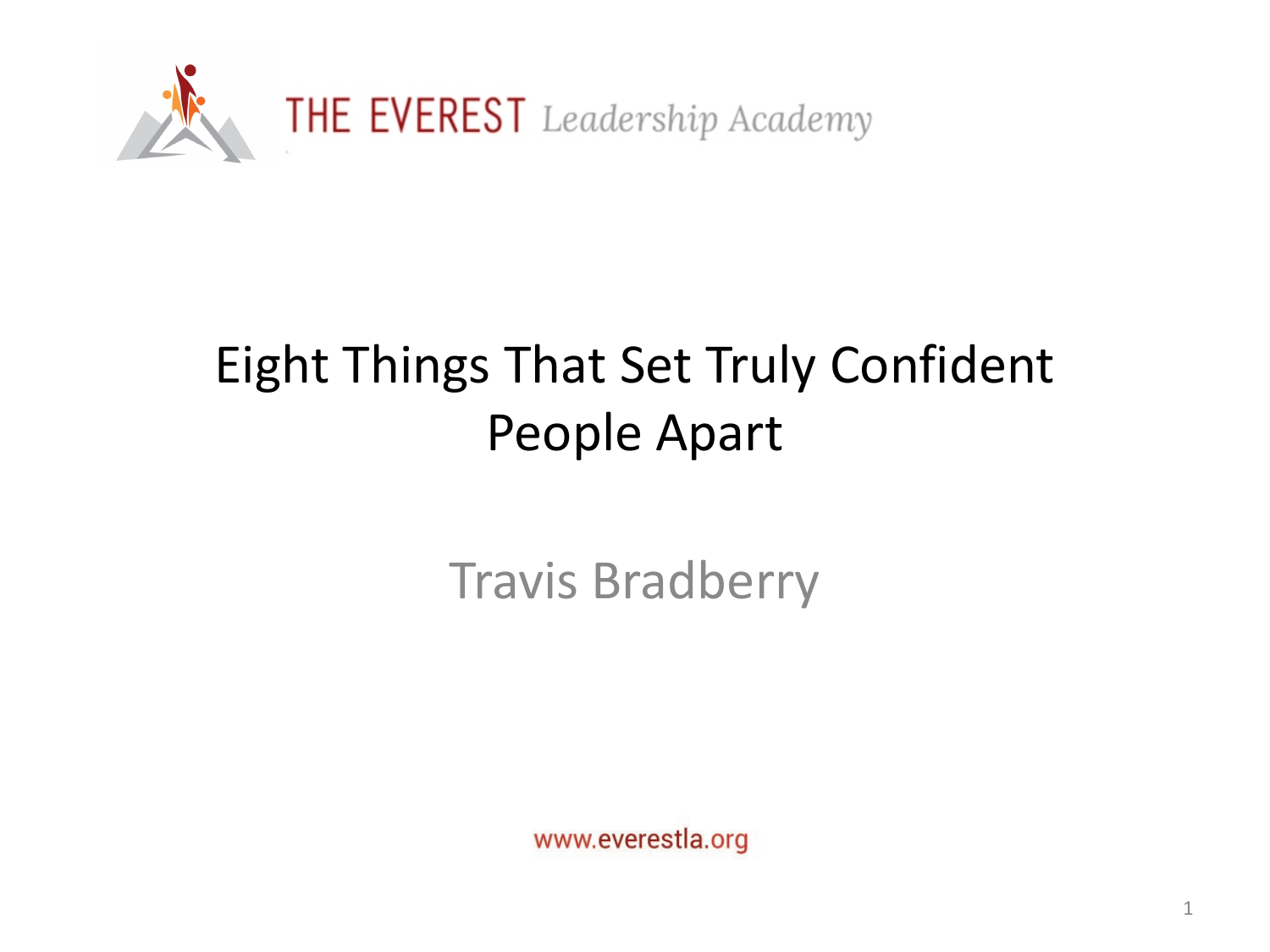THE EVEREST *Leadership Academy*

# Eight Things That Set Truly Confident People Apart

Travis Bradberry

www.everestla.org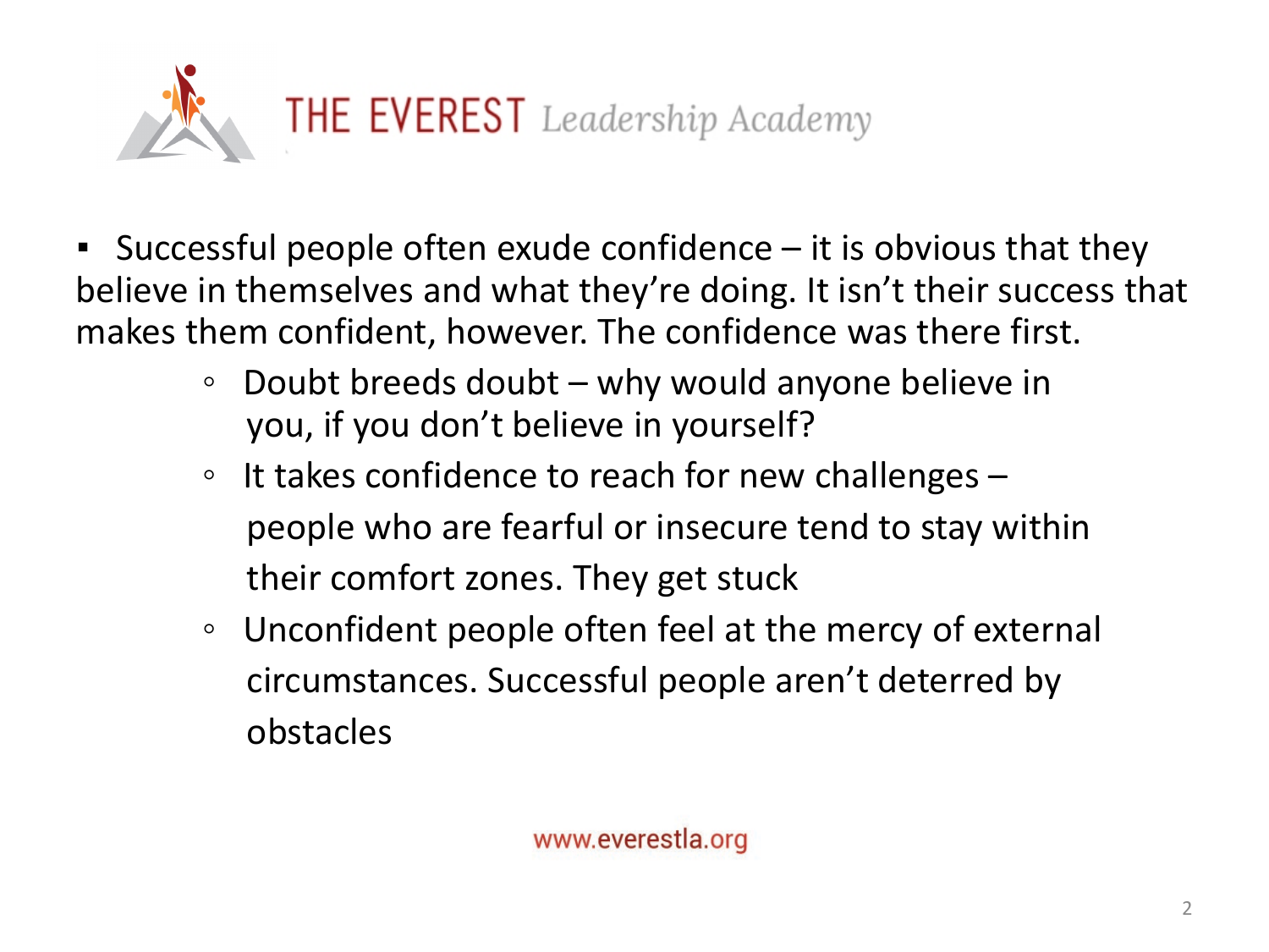- Successful people often exude confidence – it is obvious that they believe in themselves and what they're doing. It isn't their success that makes them confident, however. The confidence was there first.
  - Doubt breeds doubt – why would anyone believe in you, if you don't believe in yourself?
  - It takes confidence to reach for new challenges – people who are fearful or insecure tend to stay within their comfort zones. They get stuck
  - Unconfident people often feel at the mercy of external circumstances. Successful people aren't deterred by obstacles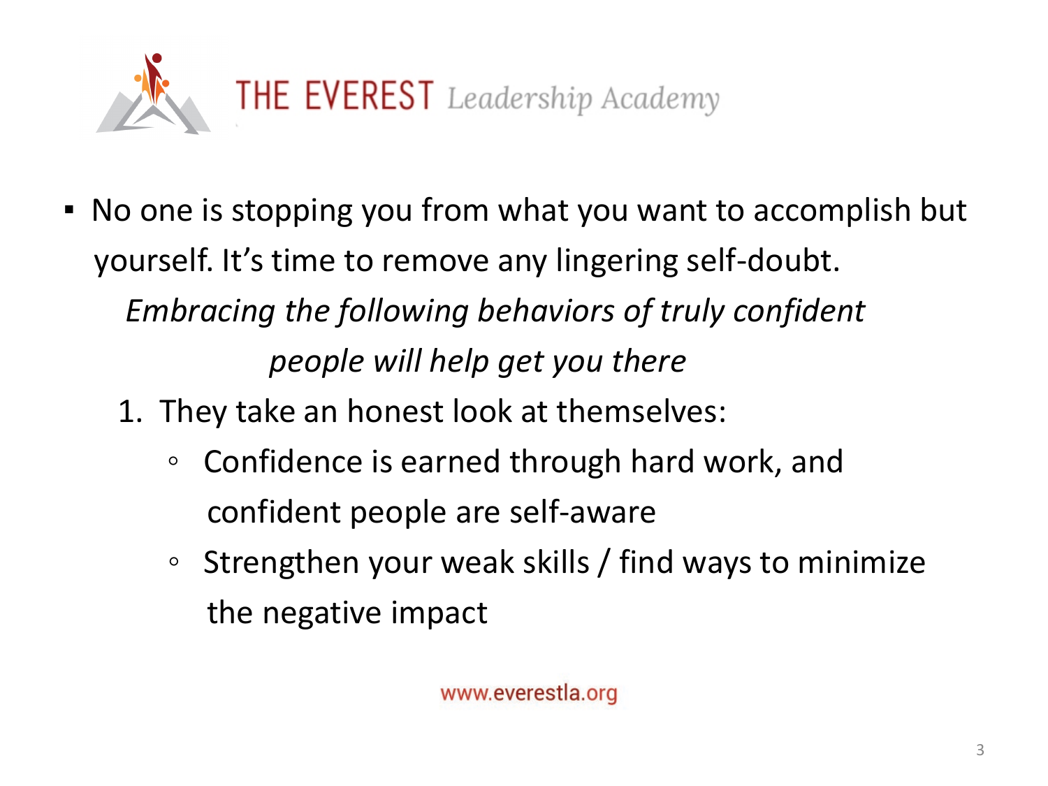- No one is stopping you from what you want to accomplish but yourself. It's time to remove any lingering self-doubt.

  *Embracing the following behaviors of truly confident people will help get you there*

  1. They take an honest look at themselves:
     - Confidence is earned through hard work, and confident people are self-aware
     - Strengthen your weak skills / find ways to minimize the negative impact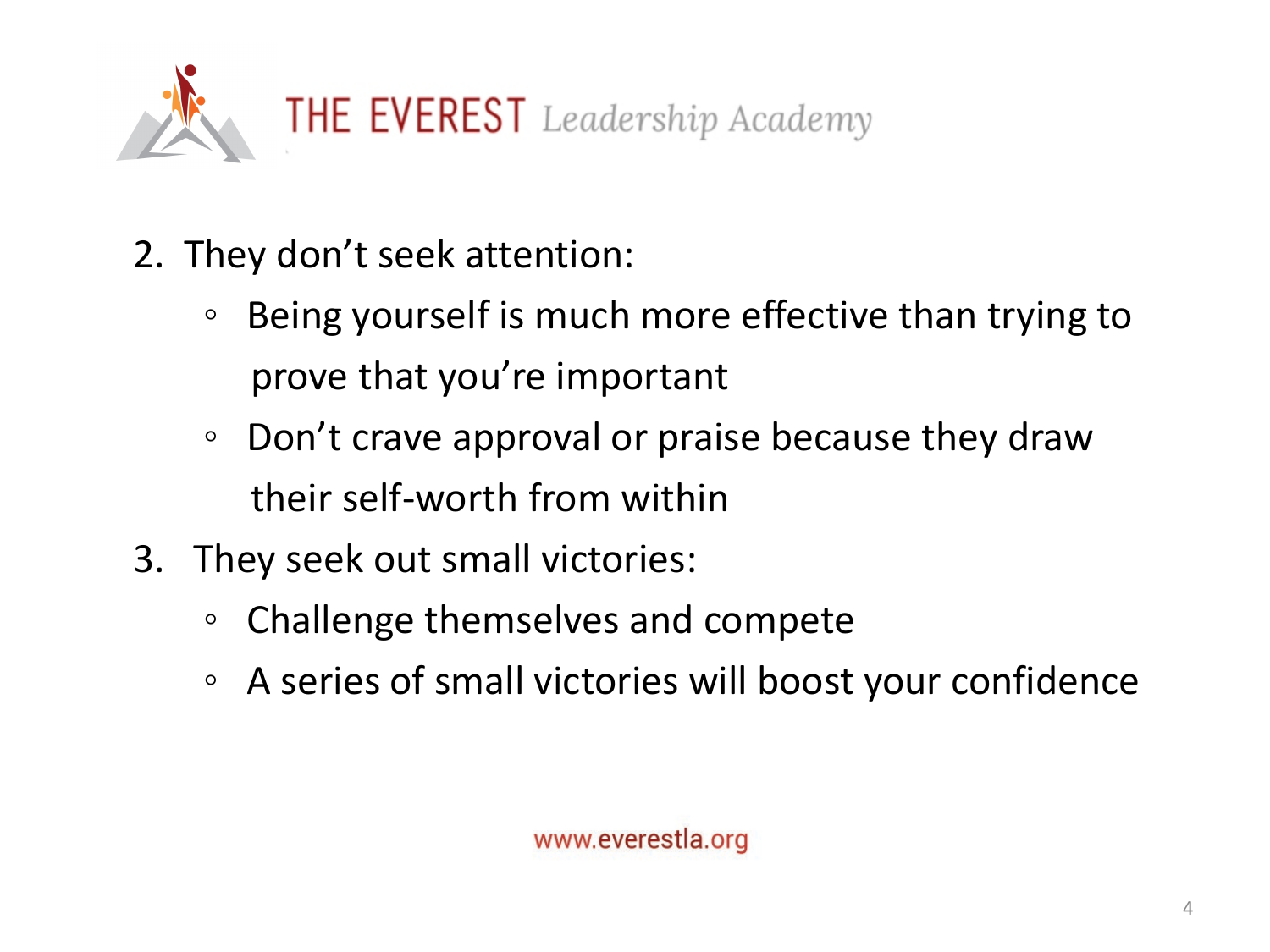2. They don't seek attention:
    - Being yourself is much more effective than trying to prove that you're important
    - Don't crave approval or praise because they draw their self-worth from within
3. They seek out small victories:
    - Challenge themselves and compete
    - A series of small victories will boost your confidence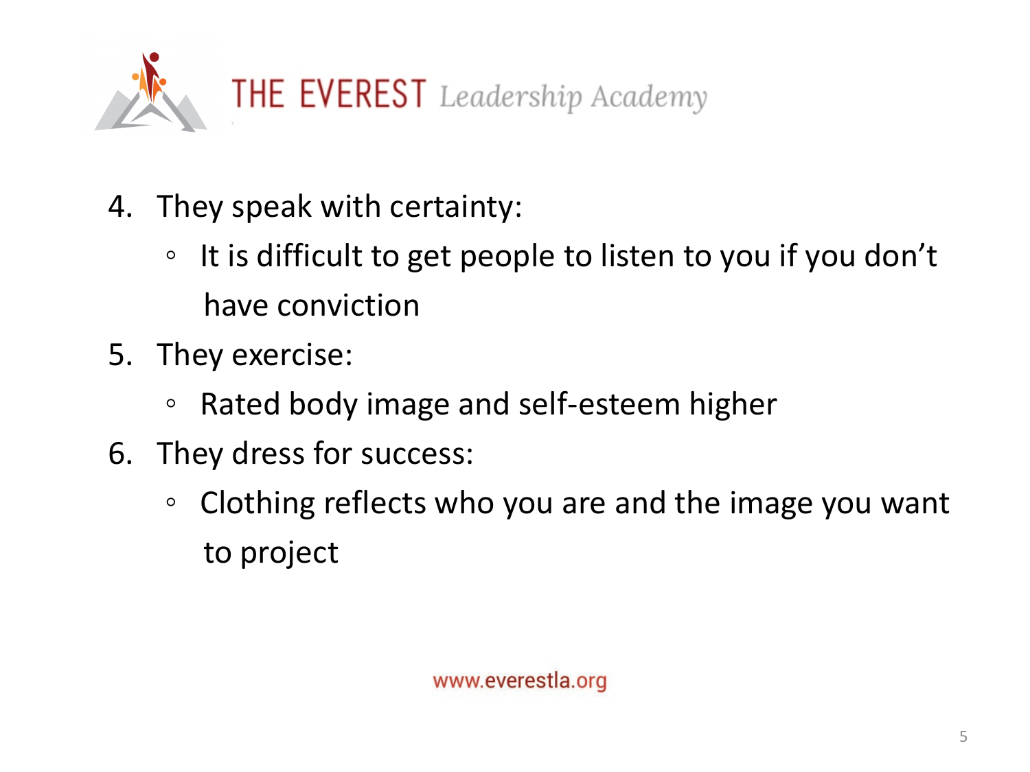4. They speak with certainty:
   - It is difficult to get people to listen to you if you don't have conviction
5. They exercise:
   - Rated body image and self-esteem higher
6. They dress for success:
   - Clothing reflects who you are and the image you want to project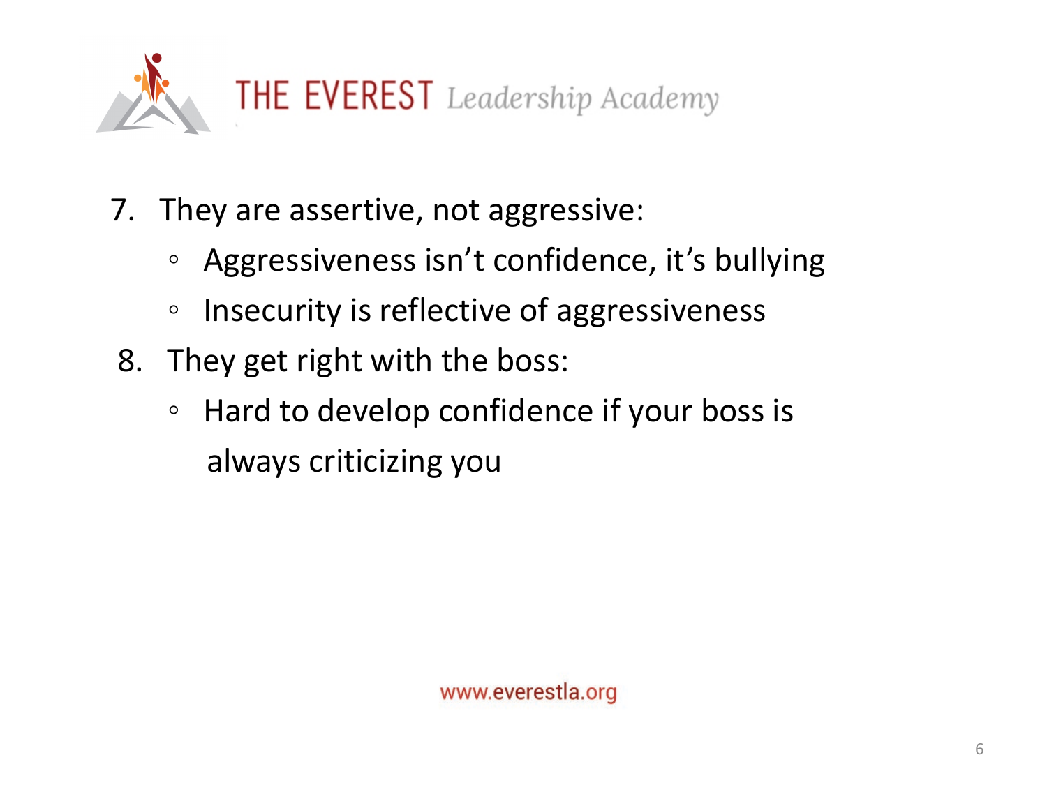THE EVEREST *Leadership Academy*

7. They are assertive, not aggressive:
   - Aggressiveness isn't confidence, it's bullying
   - Insecurity is reflective of aggressiveness
8. They get right with the boss:
   - Hard to develop confidence if your boss is always criticizing you

www.everestla.org